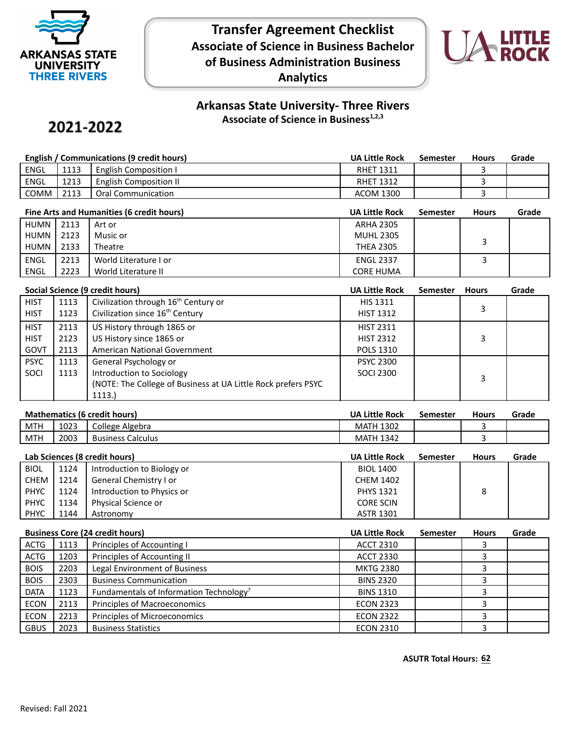# Transfer Agreement Checklist
## Associate of Science in Business Bachelor of Business Administration Business Analytics

**2021-2022**

## Arkansas State University- Three Rivers
### Associate of Science in Business[1,2,3]

| English / Communications (9 credit hours) | | | UA Little Rock | Semester | Hours | Grade |
|---|---|---|---|---|---|---|
| ENGL | 1113 | English Composition I | RHET 1311 | | 3 | |
| ENGL | 1213 | English Composition II | RHET 1312 | | 3 | |
| COMM | 2113 | Oral Communication | ACOM 1300 | | 3 | |

| Fine Arts and Humanities (6 credit hours) | | | UA Little Rock | Semester | Hours | Grade |
|---|---|---|---|---|---|---|
| HUMN<br>HUMN<br>HUMN | 2113<br>2123<br>2133 | Art or<br>Music or<br>Theatre | ARHA 2305<br>MUHL 2305<br>THEA 2305 | | 3 | |
| ENGL<br>ENGL | 2213<br>2223 | World Literature I or<br>World Literature II | ENGL 2337<br>CORE HUMA | | 3 | |

| Social Science (9 credit hours) | | | UA Little Rock | Semester | Hours | Grade |
|---|---|---|---|---|---|---|
| HIST<br>HIST | 1113<br>1123 | Civilization through 16th Century or<br>Civilization since 16th Century | HIS 1311<br>HIST 1312 | | 3 | |
| HIST<br>HIST<br>GOVT | 2113<br>2123<br>2113 | US History through 1865 or<br>US History since 1865 or<br>American National Government | HIST 2311<br>HIST 2312<br>POLS 1310 | | 3 | |
| PSYC<br>SOCI | 1113<br>1113 | General Psychology or<br>Introduction to Sociology<br>(NOTE: The College of Business at UA Little Rock prefers PSYC 1113.) | PSYC 2300<br>SOCI 2300 | | 3 | |

| Mathematics (6 credit hours) | | | UA Little Rock | Semester | Hours | Grade |
|---|---|---|---|---|---|---|
| MTH | 1023 | College Algebra | MATH 1302 | | 3 | |
| MTH | 2003 | Business Calculus | MATH 1342 | | 3 | |

| Lab Sciences (8 credit hours) | | | UA Little Rock | Semester | Hours | Grade |
|---|---|---|---|---|---|---|
| BIOL<br>CHEM<br>PHYC<br>PHYC<br>PHYC | 1124<br>1214<br>1124<br>1134<br>1144 | Introduction to Biology or<br>General Chemistry I or<br>Introduction to Physics or<br>Physical Science or<br>Astronomy | BIOL 1400<br>CHEM 1402<br>PHYS 1321<br>CORE SCIN<br>ASTR 1301 | | 8 | |

| Business Core (24 credit hours) | | | UA Little Rock | Semester | Hours | Grade |
|---|---|---|---|---|---|---|
| ACTG | 1113 | Principles of Accounting I | ACCT 2310 | | 3 | |
| ACTG | 1203 | Principles of Accounting II | ACCT 2330 | | 3 | |
| BOIS | 2203 | Legal Environment of Business | MKTG 2380 | | 3 | |
| BOIS | 2303 | Business Communication | BINS 2320 | | 3 | |
| DATA | 1123 | Fundamentals of Information Technology[7] | BINS 1310 | | 3 | |
| ECON | 2113 | Principles of Macroeconomics | ECON 2323 | | 3 | |
| ECON | 2213 | Principles of Microeconomics | ECON 2322 | | 3 | |
| GBUS | 2023 | Business Statistics | ECON 2310 | | 3 | |

**ASUTR Total Hours: 62**

Revised: Fall 2021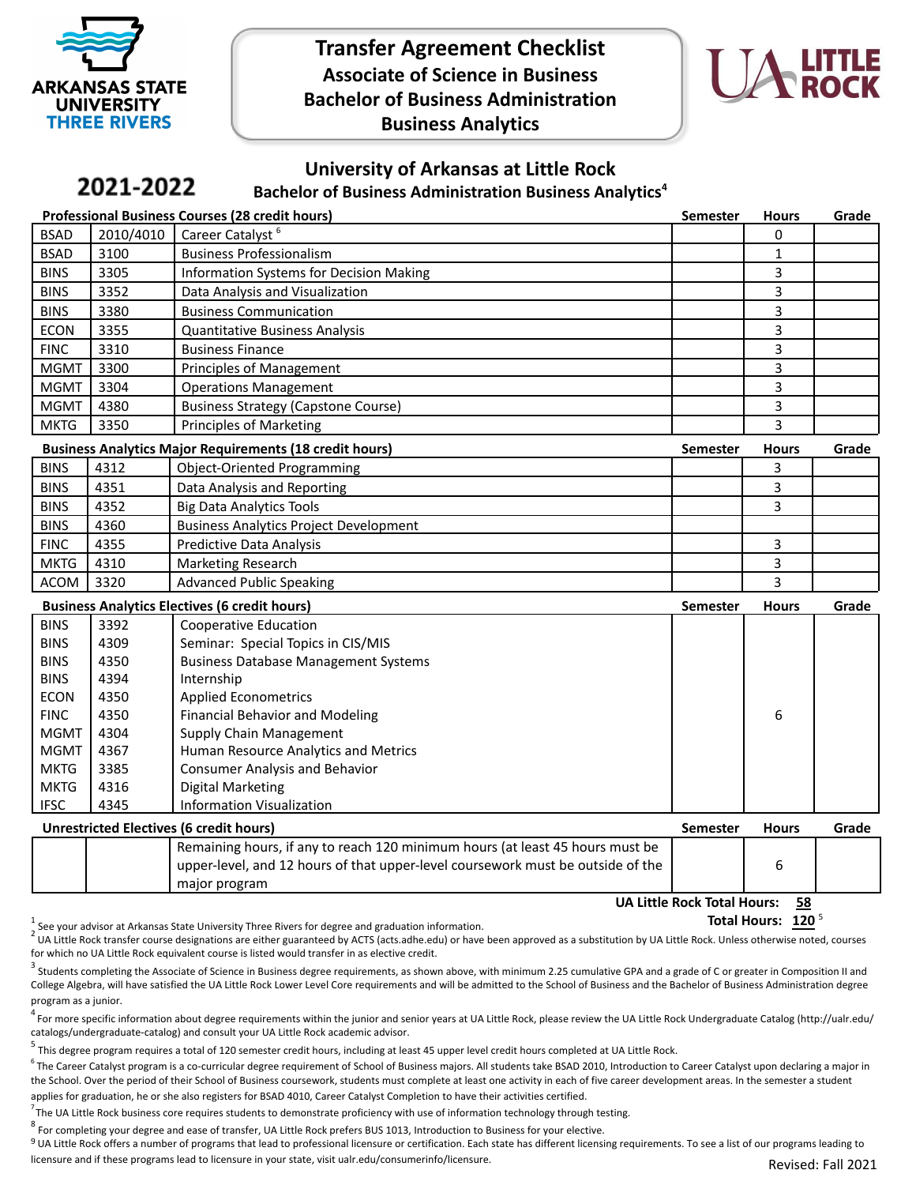# Transfer Agreement Checklist
## Associate of Science in Business
## Bachelor of Business Administration
## Business Analytics

ARKANSAS STATE UNIVERSITY THREE RIVERS

UA LITTLE ROCK

**2021-2022**

## University of Arkansas at Little Rock
### Bachelor of Business Administration Business Analytics[4]

| Professional Business Courses (28 credit hours) | | | Semester | Hours | Grade |
|---|---|---|---|---|---|
| BSAD | 2010/4010 | Career Catalyst [6] | | 0 | |
| BSAD | 3100 | Business Professionalism | | 1 | |
| BINS | 3305 | Information Systems for Decision Making | | 3 | |
| BINS | 3352 | Data Analysis and Visualization | | 3 | |
| BINS | 3380 | Business Communication | | 3 | |
| ECON | 3355 | Quantitative Business Analysis | | 3 | |
| FINC | 3310 | Business Finance | | 3 | |
| MGMT | 3300 | Principles of Management | | 3 | |
| MGMT | 3304 | Operations Management | | 3 | |
| MGMT | 4380 | Business Strategy (Capstone Course) | | 3 | |
| MKTG | 3350 | Principles of Marketing | | 3 | |

| Business Analytics Major Requirements (18 credit hours) | | | Semester | Hours | Grade |
|---|---|---|---|---|---|
| BINS | 4312 | Object-Oriented Programming | | 3 | |
| BINS | 4351 | Data Analysis and Reporting | | 3 | |
| BINS | 4352 | Big Data Analytics Tools | | 3 | |
| BINS | 4360 | Business Analytics Project Development | | | |
| FINC | 4355 | Predictive Data Analysis | | 3 | |
| MKTG | 4310 | Marketing Research | | 3 | |
| ACOM | 3320 | Advanced Public Speaking | | 3 | |

| Business Analytics Electives (6 credit hours) | | | Semester | Hours | Grade |
|---|---|---|---|---|---|
| BINS | 3392 | Cooperative Education | | 6 | |
| BINS | 4309 | Seminar: Special Topics in CIS/MIS | | | |
| BINS | 4350 | Business Database Management Systems | | | |
| BINS | 4394 | Internship | | | |
| ECON | 4350 | Applied Econometrics | | | |
| FINC | 4350 | Financial Behavior and Modeling | | | |
| MGMT | 4304 | Supply Chain Management | | | |
| MGMT | 4367 | Human Resource Analytics and Metrics | | | |
| MKTG | 3385 | Consumer Analysis and Behavior | | | |
| MKTG | 4316 | Digital Marketing | | | |
| IFSC | 4345 | Information Visualization | | | |

| Unrestricted Electives (6 credit hours) | | | Semester | Hours | Grade |
|---|---|---|---|---|---|
| | | Remaining hours, if any to reach 120 minimum hours (at least 45 hours must be upper-level, and 12 hours of that upper-level coursework must be outside of the major program | | 6 | |

**UA Little Rock Total Hours: 58**

**Total Hours: 120** [5]

[1] See your advisor at Arkansas State University Three Rivers for degree and graduation information.

[2] UA Little Rock transfer course designations are either guaranteed by ACTS (acts.adhe.edu) or have been approved as a substitution by UA Little Rock. Unless otherwise noted, courses for which no UA Little Rock equivalent course is listed would transfer in as elective credit.

[3] Students completing the Associate of Science in Business degree requirements, as shown above, with minimum 2.25 cumulative GPA and a grade of C or greater in Composition II and College Algebra, will have satisfied the UA Little Rock Lower Level Core requirements and will be admitted to the School of Business and the Bachelor of Business Administration degree program as a junior.

[4] For more specific information about degree requirements within the junior and senior years at UA Little Rock, please review the UA Little Rock Undergraduate Catalog (http://ualr.edu/catalogs/undergraduate-catalog) and consult your UA Little Rock academic advisor.

[5] This degree program requires a total of 120 semester credit hours, including at least 45 upper level credit hours completed at UA Little Rock.

[6] The Career Catalyst program is a co-curricular degree requirement of School of Business majors. All students take BSAD 2010, Introduction to Career Catalyst upon declaring a major in the School. Over the period of their School of Business coursework, students must complete at least one activity in each of five career development areas. In the semester a student applies for graduation, he or she also registers for BSAD 4010, Career Catalyst Completion to have their activities certified.

[7] The UA Little Rock business core requires students to demonstrate proficiency with use of information technology through testing.

[8] For completing your degree and ease of transfer, UA Little Rock prefers BUS 1013, Introduction to Business for your elective.

[9] UA Little Rock offers a number of programs that lead to professional licensure or certification. Each state has different licensing requirements. To see a list of our programs leading to licensure and if these programs lead to licensure in your state, visit ualr.edu/consumerinfo/licensure.

Revised: Fall 2021